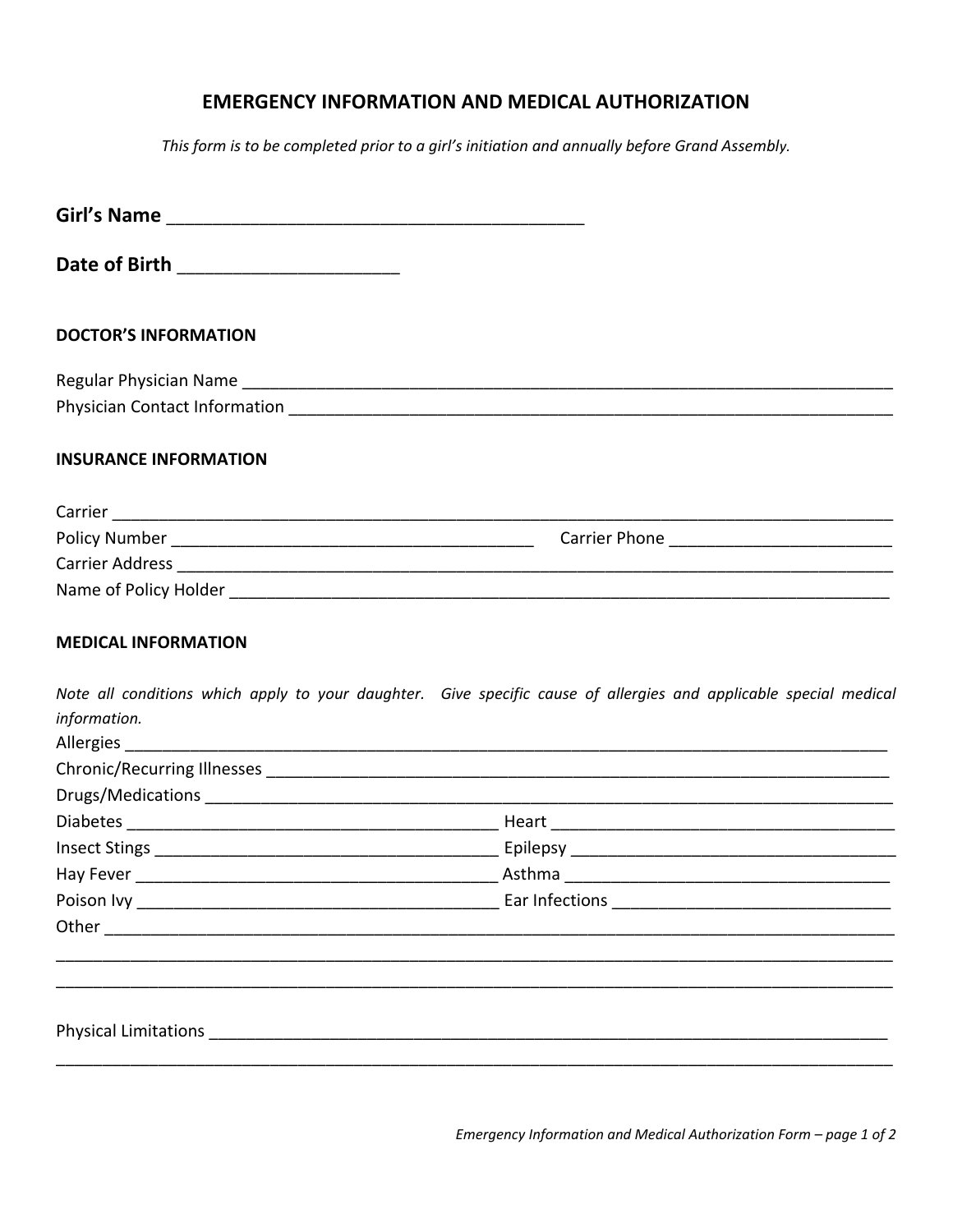# EMERGENCY INFORMATION AND MEDICAL AUTHORIZATION

*This form is to be completed prior to a girl's initiation and annually before Grand Assembly.*

**Girl's Name** ________________________________________

**Date of Birth** ____________________

### DOCTOR'S INFORMATION

Regular Physician Name ____________________________________________________________

Physician Contact Information ________________________________________________________

### INSURANCE INFORMATION

Carrier ________________________________________________________________________

Policy Number ______________________________ Carrier Phone ____________________

Carrier Address __________________________________________________________________

Name of Policy Holder ____________________________________________________________

### MEDICAL INFORMATION

*Note all conditions which apply to your daughter. Give specific cause of allergies and applicable special medical information.*

Allergies ______________________________________________________________________

Chronic/Recurring Illnesses ________________________________________________________

Drugs/Medications ______________________________________________________________

Diabetes ________________________________ Heart ______________________________

Insect Stings _____________________________ Epilepsy ____________________________

Hay Fever _______________________________ Asthma _____________________________

Poison Ivy _______________________________ Ear Infections _______________________

Other __________________________________________________________________________

_______________________________________________________________________________

_______________________________________________________________________________

Physical Limitations ______________________________________________________________

_______________________________________________________________________________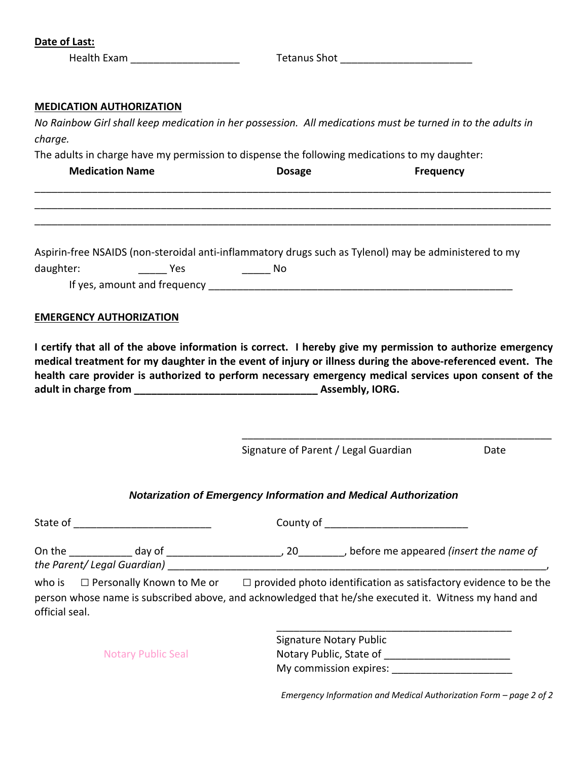**Date of Last:**

Health Exam ___________________ Tetanus Shot _______________________

**MEDICATION AUTHORIZATION**

*No Rainbow Girl shall keep medication in her possession. All medications must be turned in to the adults in charge.*

The adults in charge have my permission to dispense the following medications to my daughter:

| Medication Name | Dosage | Frequency |
| --- | --- | --- |
| | | |
| | | |
| | | |

Aspirin-free NSAIDS (non-steroidal anti-inflammatory drugs such as Tylenol) may be administered to my daughter: _____ Yes _____ No

If yes, amount and frequency _____________________________________________________

**EMERGENCY AUTHORIZATION**

**I certify that all of the above information is correct. I hereby give my permission to authorize emergency medical treatment for my daughter in the event of injury or illness during the above-referenced event. The health care provider is authorized to perform necessary emergency medical services upon consent of the adult in charge from ________________________________ Assembly, IORG.**

_______________________________________________________

Signature of Parent / Legal Guardian Date

***Notarization of Emergency Information and Medical Authorization***

State of ________________________ County of _________________________

On the ___________ day of ___________________, 20________, before me appeared *(insert the name of the Parent/ Legal Guardian)* _____________________________________________________________________,

who is ☐ Personally Known to Me or ☐ provided photo identification as satisfactory evidence to be the person whose name is subscribed above, and acknowledged that he/she executed it. Witness my hand and official seal.

Notary Public Seal

_________________________________________

Signature Notary Public

Notary Public, State of ______________________

My commission expires: ____________________